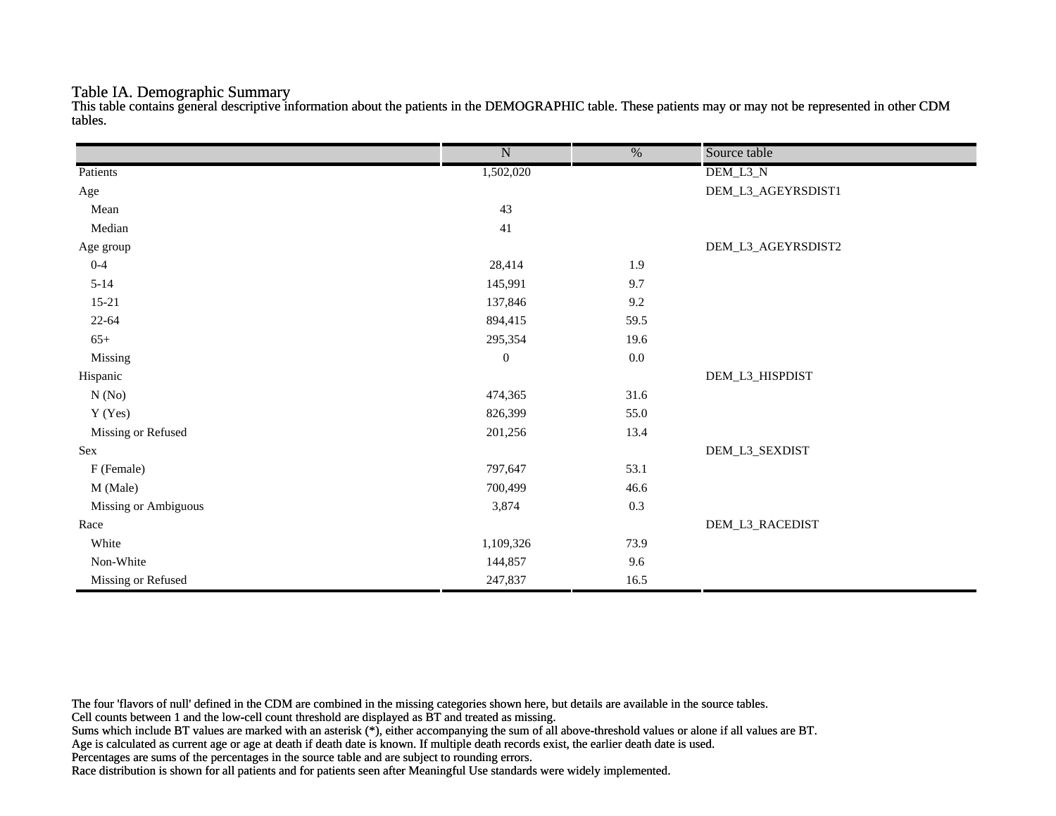# Table IA. Demographic Summary

This table contains general descriptive information about the patients in the DEMOGRAPHIC table. These patients may or may not be represented in other CDM tables.

| | N | % | Source table |
|---|---|---|---|
| Patients | 1,502,020 | | DEM_L3_N |
| Age | | | DEM_L3_AGEYRSDIST1 |
| Mean | 43 | | |
| Median | 41 | | |
| Age group | | | DEM_L3_AGEYRSDIST2 |
| 0-4 | 28,414 | 1.9 | |
| 5-14 | 145,991 | 9.7 | |
| 15-21 | 137,846 | 9.2 | |
| 22-64 | 894,415 | 59.5 | |
| 65+ | 295,354 | 19.6 | |
| Missing | 0 | 0.0 | |
| Hispanic | | | DEM_L3_HISPDIST |
| N (No) | 474,365 | 31.6 | |
| Y (Yes) | 826,399 | 55.0 | |
| Missing or Refused | 201,256 | 13.4 | |
| Sex | | | DEM_L3_SEXDIST |
| F (Female) | 797,647 | 53.1 | |
| M (Male) | 700,499 | 46.6 | |
| Missing or Ambiguous | 3,874 | 0.3 | |
| Race | | | DEM_L3_RACEDIST |
| White | 1,109,326 | 73.9 | |
| Non-White | 144,857 | 9.6 | |
| Missing or Refused | 247,837 | 16.5 | |

The four 'flavors of null' defined in the CDM are combined in the missing categories shown here, but details are available in the source tables.
Cell counts between 1 and the low-cell count threshold are displayed as BT and treated as missing.
Sums which include BT values are marked with an asterisk (*), either accompanying the sum of all above-threshold values or alone if all values are BT.
Age is calculated as current age or age at death if death date is known. If multiple death records exist, the earlier death date is used.
Percentages are sums of the percentages in the source table and are subject to rounding errors.
Race distribution is shown for all patients and for patients seen after Meaningful Use standards were widely implemented.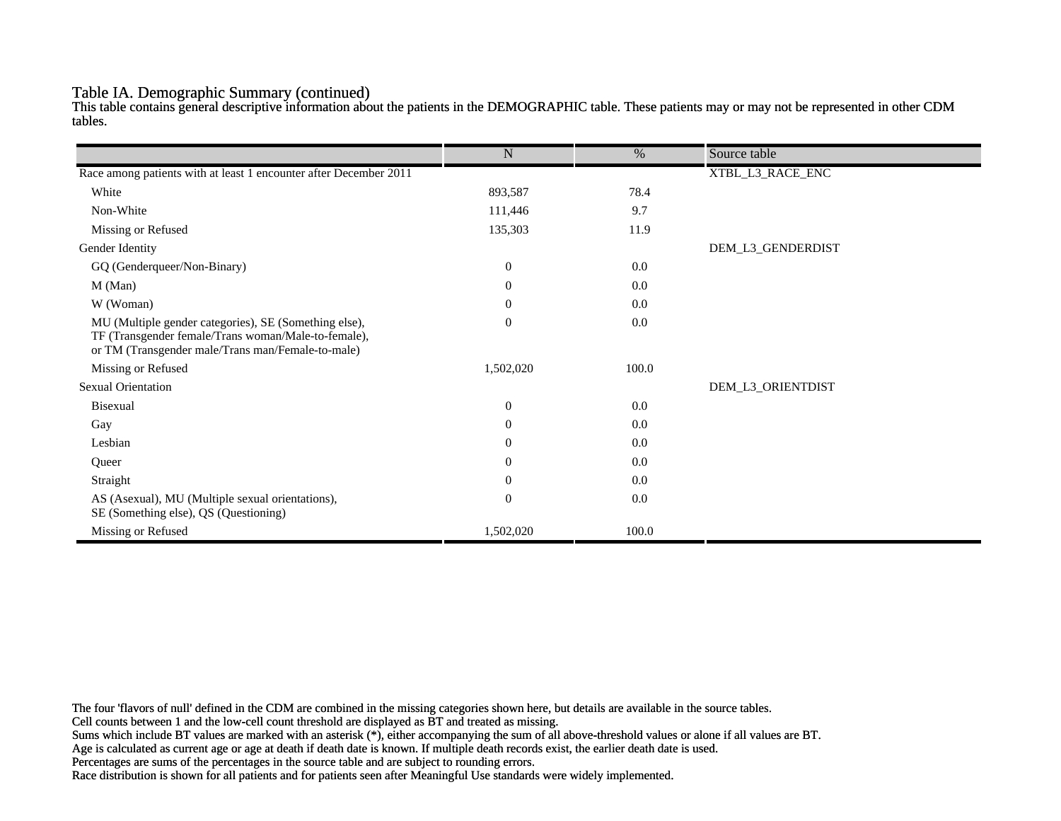## Table IA. Demographic Summary (continued)

This table contains general descriptive information about the patients in the DEMOGRAPHIC table. These patients may or may not be represented in other CDM tables.

| | N | % | Source table |
|---|---|---|---|
| Race among patients with at least 1 encounter after December 2011 | | | XTBL_L3_RACE_ENC |
| White | 893,587 | 78.4 | |
| Non-White | 111,446 | 9.7 | |
| Missing or Refused | 135,303 | 11.9 | |
| Gender Identity | | | DEM_L3_GENDERDIST |
| GQ (Genderqueer/Non-Binary) | 0 | 0.0 | |
| M (Man) | 0 | 0.0 | |
| W (Woman) | 0 | 0.0 | |
| MU (Multiple gender categories), SE (Something else), TF (Transgender female/Trans woman/Male-to-female), or TM (Transgender male/Trans man/Female-to-male) | 0 | 0.0 | |
| Missing or Refused | 1,502,020 | 100.0 | |
| Sexual Orientation | | | DEM_L3_ORIENTDIST |
| Bisexual | 0 | 0.0 | |
| Gay | 0 | 0.0 | |
| Lesbian | 0 | 0.0 | |
| Queer | 0 | 0.0 | |
| Straight | 0 | 0.0 | |
| AS (Asexual), MU (Multiple sexual orientations), SE (Something else), QS (Questioning) | 0 | 0.0 | |
| Missing or Refused | 1,502,020 | 100.0 | |

The four 'flavors of null' defined in the CDM are combined in the missing categories shown here, but details are available in the source tables.
Cell counts between 1 and the low-cell count threshold are displayed as BT and treated as missing.
Sums which include BT values are marked with an asterisk (*), either accompanying the sum of all above-threshold values or alone if all values are BT.
Age is calculated as current age or age at death if death date is known. If multiple death records exist, the earlier death date is used.
Percentages are sums of the percentages in the source table and are subject to rounding errors.
Race distribution is shown for all patients and for patients seen after Meaningful Use standards were widely implemented.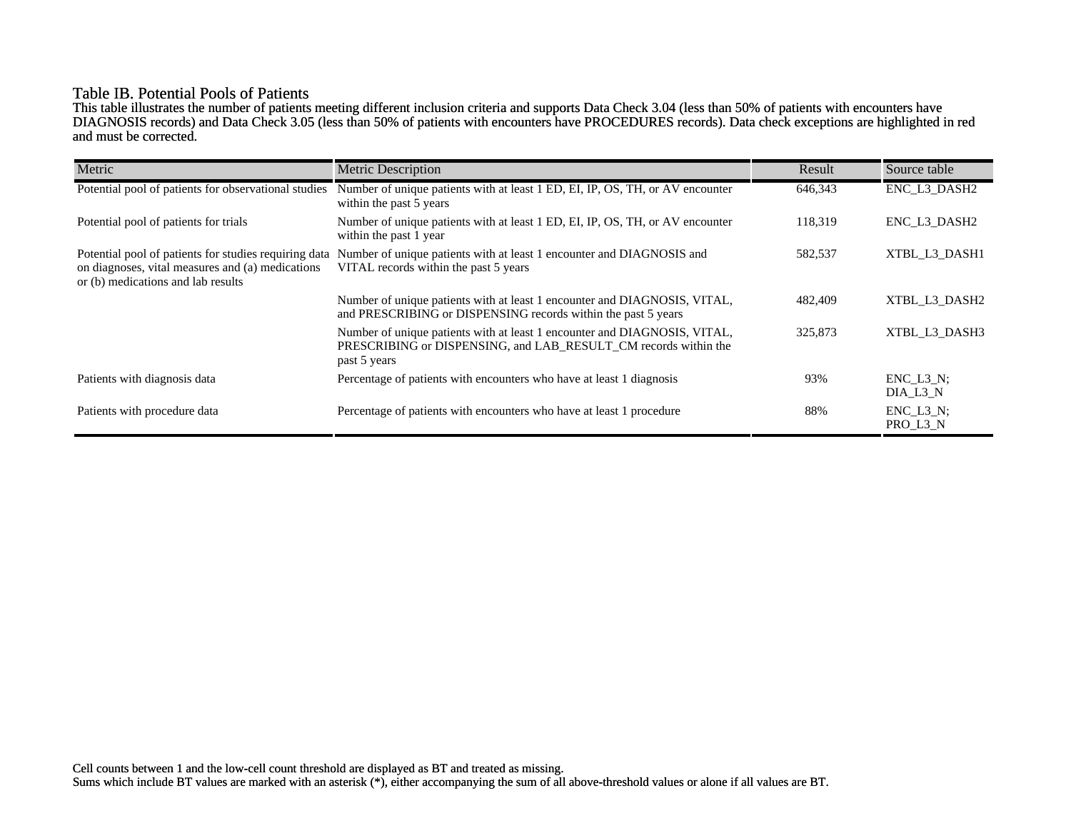## Table IB. Potential Pools of Patients

This table illustrates the number of patients meeting different inclusion criteria and supports Data Check 3.04 (less than 50% of patients with encounters have DIAGNOSIS records) and Data Check 3.05 (less than 50% of patients with encounters have PROCEDURES records). Data check exceptions are highlighted in red and must be corrected.

| Metric | Metric Description | Result | Source table |
|---|---|---|---|
| Potential pool of patients for observational studies | Number of unique patients with at least 1 ED, EI, IP, OS, TH, or AV encounter within the past 5 years | 646,343 | ENC_L3_DASH2 |
| Potential pool of patients for trials | Number of unique patients with at least 1 ED, EI, IP, OS, TH, or AV encounter within the past 1 year | 118,319 | ENC_L3_DASH2 |
| Potential pool of patients for studies requiring data on diagnoses, vital measures and (a) medications or (b) medications and lab results | Number of unique patients with at least 1 encounter and DIAGNOSIS and VITAL records within the past 5 years | 582,537 | XTBL_L3_DASH1 |
| | Number of unique patients with at least 1 encounter and DIAGNOSIS, VITAL, and PRESCRIBING or DISPENSING records within the past 5 years | 482,409 | XTBL_L3_DASH2 |
| | Number of unique patients with at least 1 encounter and DIAGNOSIS, VITAL, PRESCRIBING or DISPENSING, and LAB_RESULT_CM records within the past 5 years | 325,873 | XTBL_L3_DASH3 |
| Patients with diagnosis data | Percentage of patients with encounters who have at least 1 diagnosis | 93% | ENC_L3_N; DIA_L3_N |
| Patients with procedure data | Percentage of patients with encounters who have at least 1 procedure | 88% | ENC_L3_N; PRO_L3_N |

Cell counts between 1 and the low-cell count threshold are displayed as BT and treated as missing.
Sums which include BT values are marked with an asterisk (*), either accompanying the sum of all above-threshold values or alone if all values are BT.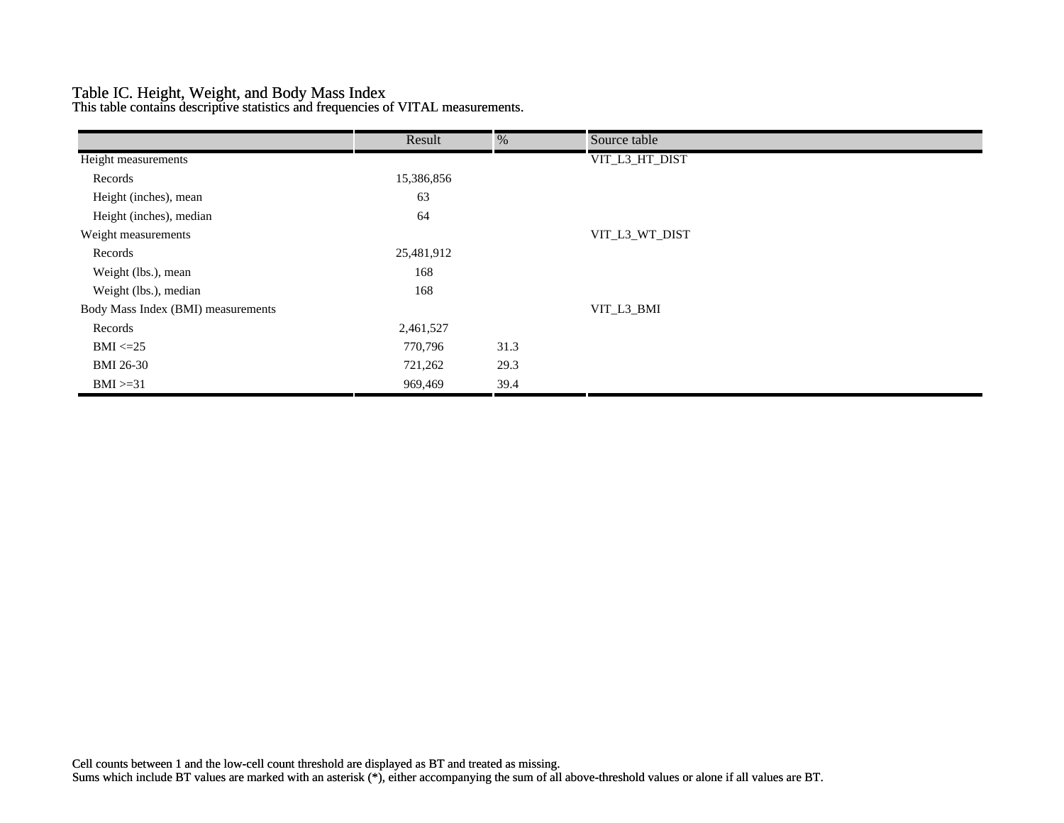## Table IC. Height, Weight, and Body Mass Index

This table contains descriptive statistics and frequencies of VITAL measurements.

| | Result | % | Source table |
|---|---|---|---|
| Height measurements | | | VIT_L3_HT_DIST |
| Records | 15,386,856 | | |
| Height (inches), mean | 63 | | |
| Height (inches), median | 64 | | |
| Weight measurements | | | VIT_L3_WT_DIST |
| Records | 25,481,912 | | |
| Weight (lbs.), mean | 168 | | |
| Weight (lbs.), median | 168 | | |
| Body Mass Index (BMI) measurements | | | VIT_L3_BMI |
| Records | 2,461,527 | | |
| BMI <=25 | 770,796 | 31.3 | |
| BMI 26-30 | 721,262 | 29.3 | |
| BMI >=31 | 969,469 | 39.4 | |

Cell counts between 1 and the low-cell count threshold are displayed as BT and treated as missing.
Sums which include BT values are marked with an asterisk (*), either accompanying the sum of all above-threshold values or alone if all values are BT.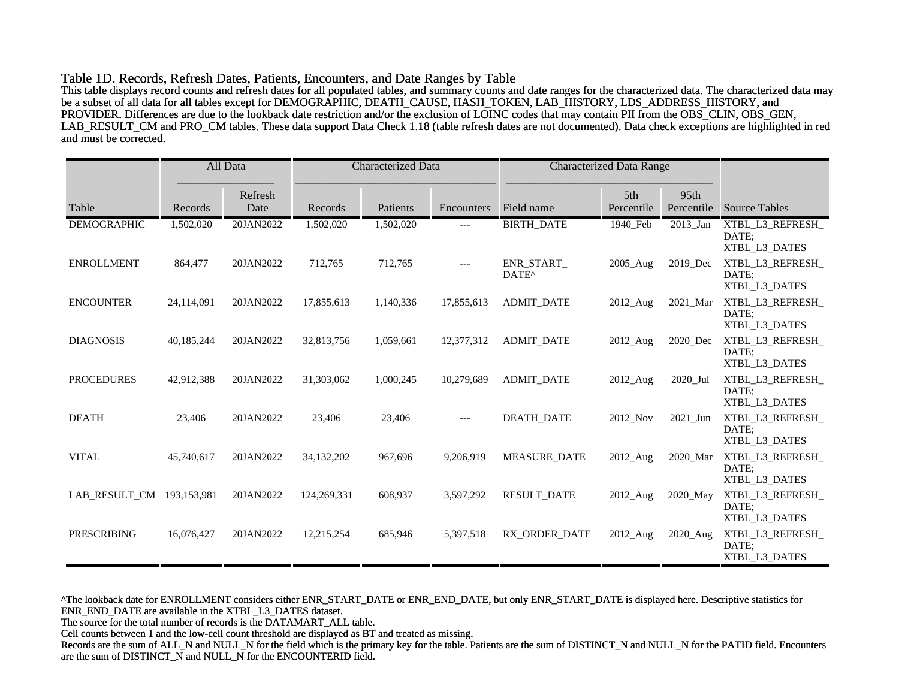### Table 1D. Records, Refresh Dates, Patients, Encounters, and Date Ranges by Table

This table displays record counts and refresh dates for all populated tables, and summary counts and date ranges for the characterized data. The characterized data may be a subset of all data for all tables except for DEMOGRAPHIC, DEATH_CAUSE, HASH_TOKEN, LAB_HISTORY, LDS_ADDRESS_HISTORY, and PROVIDER. Differences are due to the lookback date restriction and/or the exclusion of LOINC codes that may contain PII from the OBS_CLIN, OBS_GEN, LAB_RESULT_CM and PRO_CM tables. These data support Data Check 1.18 (table refresh dates are not documented). Data check exceptions are highlighted in red and must be corrected.

| | All Data | | Characterized Data | | | Characterized Data Range | | | |
|---|---|---|---|---|---|---|---|---|---|
| Table | Records | Refresh Date | Records | Patients | Encounters | Field name | 5th Percentile | 95th Percentile | Source Tables |
| DEMOGRAPHIC | 1,502,020 | 20JAN2022 | 1,502,020 | 1,502,020 | --- | BIRTH_DATE | 1940_Feb | 2013_Jan | XTBL_L3_REFRESH_DATE; XTBL_L3_DATES |
| ENROLLMENT | 864,477 | 20JAN2022 | 712,765 | 712,765 | --- | ENR_START_DATE^ | 2005_Aug | 2019_Dec | XTBL_L3_REFRESH_DATE; XTBL_L3_DATES |
| ENCOUNTER | 24,114,091 | 20JAN2022 | 17,855,613 | 1,140,336 | 17,855,613 | ADMIT_DATE | 2012_Aug | 2021_Mar | XTBL_L3_REFRESH_DATE; XTBL_L3_DATES |
| DIAGNOSIS | 40,185,244 | 20JAN2022 | 32,813,756 | 1,059,661 | 12,377,312 | ADMIT_DATE | 2012_Aug | 2020_Dec | XTBL_L3_REFRESH_DATE; XTBL_L3_DATES |
| PROCEDURES | 42,912,388 | 20JAN2022 | 31,303,062 | 1,000,245 | 10,279,689 | ADMIT_DATE | 2012_Aug | 2020_Jul | XTBL_L3_REFRESH_DATE; XTBL_L3_DATES |
| DEATH | 23,406 | 20JAN2022 | 23,406 | 23,406 | --- | DEATH_DATE | 2012_Nov | 2021_Jun | XTBL_L3_REFRESH_DATE; XTBL_L3_DATES |
| VITAL | 45,740,617 | 20JAN2022 | 34,132,202 | 967,696 | 9,206,919 | MEASURE_DATE | 2012_Aug | 2020_Mar | XTBL_L3_REFRESH_DATE; XTBL_L3_DATES |
| LAB_RESULT_CM | 193,153,981 | 20JAN2022 | 124,269,331 | 608,937 | 3,597,292 | RESULT_DATE | 2012_Aug | 2020_May | XTBL_L3_REFRESH_DATE; XTBL_L3_DATES |
| PRESCRIBING | 16,076,427 | 20JAN2022 | 12,215,254 | 685,946 | 5,397,518 | RX_ORDER_DATE | 2012_Aug | 2020_Aug | XTBL_L3_REFRESH_DATE; XTBL_L3_DATES |

^The lookback date for ENROLLMENT considers either ENR_START_DATE or ENR_END_DATE, but only ENR_START_DATE is displayed here. Descriptive statistics for ENR_END_DATE are available in the XTBL_L3_DATES dataset.

The source for the total number of records is the DATAMART_ALL table.

Cell counts between 1 and the low-cell count threshold are displayed as BT and treated as missing.

Records are the sum of ALL_N and NULL_N for the field which is the primary key for the table. Patients are the sum of DISTINCT_N and NULL_N for the PATID field. Encounters are the sum of DISTINCT_N and NULL_N for the ENCOUNTERID field.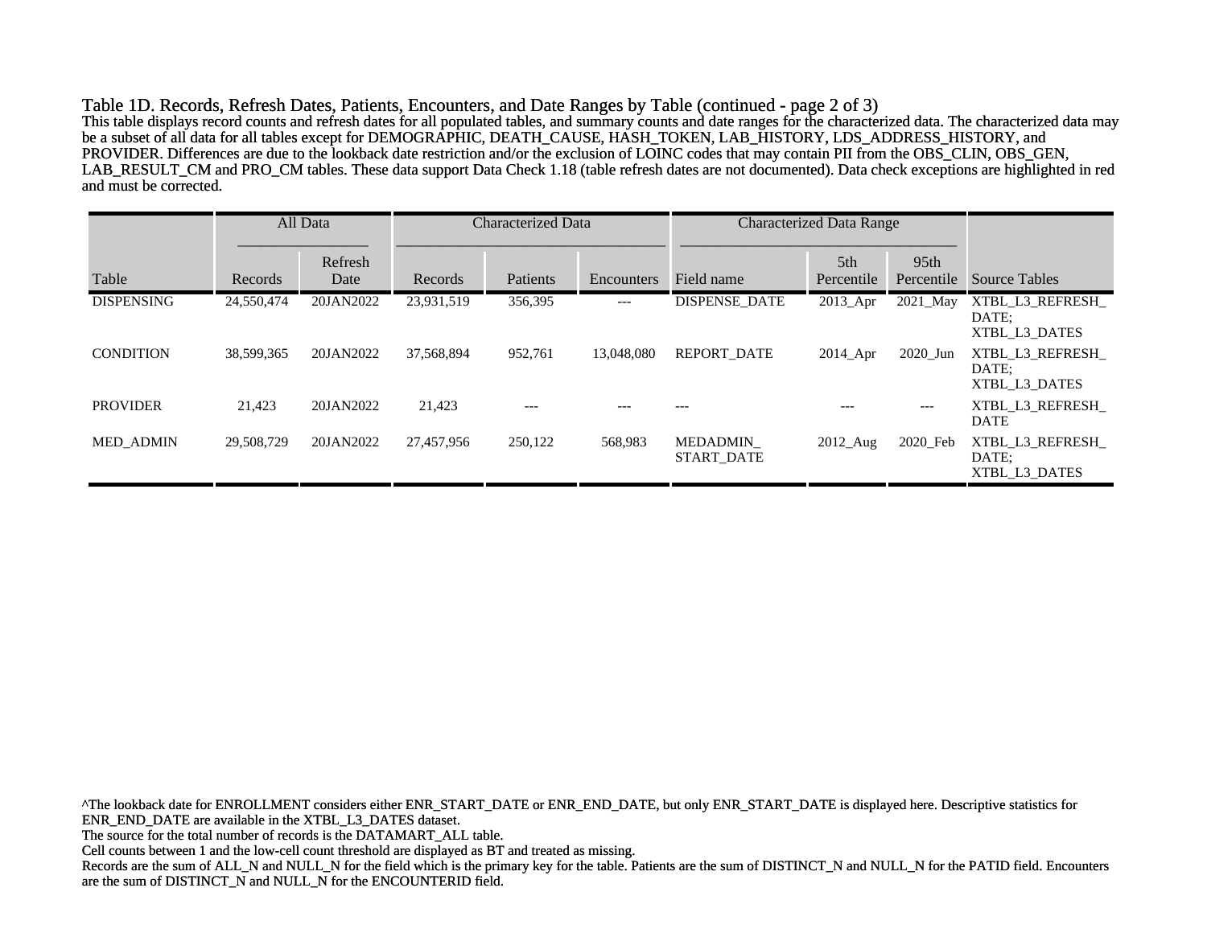Table 1D. Records, Refresh Dates, Patients, Encounters, and Date Ranges by Table (continued - page 2 of 3)

This table displays record counts and refresh dates for all populated tables, and summary counts and date ranges for the characterized data. The characterized data may be a subset of all data for all tables except for DEMOGRAPHIC, DEATH_CAUSE, HASH_TOKEN, LAB_HISTORY, LDS_ADDRESS_HISTORY, and PROVIDER. Differences are due to the lookback date restriction and/or the exclusion of LOINC codes that may contain PII from the OBS_CLIN, OBS_GEN, LAB_RESULT_CM and PRO_CM tables. These data support Data Check 1.18 (table refresh dates are not documented). Data check exceptions are highlighted in red and must be corrected.

| | All Data | | Characterized Data | | | Characterized Data Range | | | |
|---|---|---|---|---|---|---|---|---|---|
| Table | Records | Refresh Date | Records | Patients | Encounters | Field name | 5th Percentile | 95th Percentile | Source Tables |
| DISPENSING | 24,550,474 | 20JAN2022 | 23,931,519 | 356,395 | --- | DISPENSE_DATE | 2013_Apr | 2021_May | XTBL_L3_REFRESH_DATE; XTBL_L3_DATES |
| CONDITION | 38,599,365 | 20JAN2022 | 37,568,894 | 952,761 | 13,048,080 | REPORT_DATE | 2014_Apr | 2020_Jun | XTBL_L3_REFRESH_DATE; XTBL_L3_DATES |
| PROVIDER | 21,423 | 20JAN2022 | 21,423 | --- | --- | --- | --- | --- | XTBL_L3_REFRESH_DATE |
| MED_ADMIN | 29,508,729 | 20JAN2022 | 27,457,956 | 250,122 | 568,983 | MEDADMIN_START_DATE | 2012_Aug | 2020_Feb | XTBL_L3_REFRESH_DATE; XTBL_L3_DATES |

^The lookback date for ENROLLMENT considers either ENR_START_DATE or ENR_END_DATE, but only ENR_START_DATE is displayed here. Descriptive statistics for ENR_END_DATE are available in the XTBL_L3_DATES dataset.

The source for the total number of records is the DATAMART_ALL table.

Cell counts between 1 and the low-cell count threshold are displayed as BT and treated as missing.

Records are the sum of ALL_N and NULL_N for the field which is the primary key for the table. Patients are the sum of DISTINCT_N and NULL_N for the PATID field. Encounters are the sum of DISTINCT_N and NULL_N for the ENCOUNTERID field.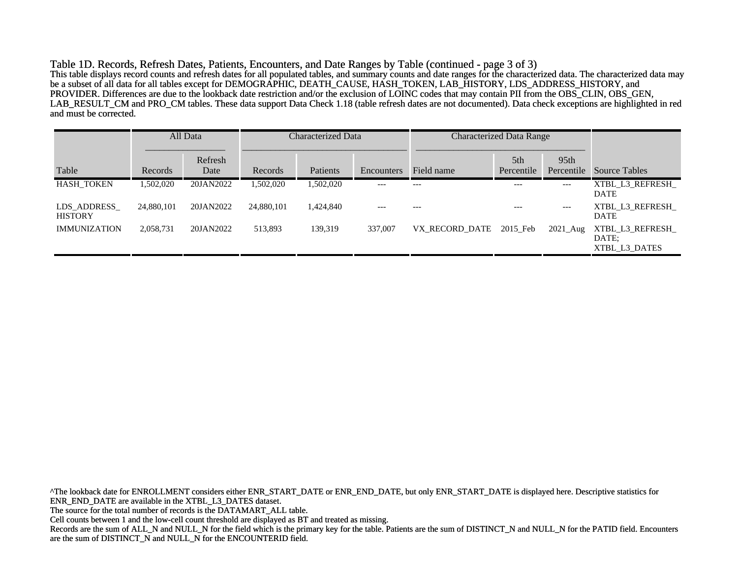Table 1D. Records, Refresh Dates, Patients, Encounters, and Date Ranges by Table (continued - page 3 of 3)

This table displays record counts and refresh dates for all populated tables, and summary counts and date ranges for the characterized data. The characterized data may be a subset of all data for all tables except for DEMOGRAPHIC, DEATH_CAUSE, HASH_TOKEN, LAB_HISTORY, LDS_ADDRESS_HISTORY, and PROVIDER. Differences are due to the lookback date restriction and/or the exclusion of LOINC codes that may contain PII from the OBS_CLIN, OBS_GEN, LAB_RESULT_CM and PRO_CM tables. These data support Data Check 1.18 (table refresh dates are not documented). Data check exceptions are highlighted in red and must be corrected.

| | All Data | | Characterized Data | | | Characterized Data Range | | | |
|---|---|---|---|---|---|---|---|---|---|
| Table | Records | Refresh Date | Records | Patients | Encounters | Field name | 5th Percentile | 95th Percentile | Source Tables |
| HASH_TOKEN | 1,502,020 | 20JAN2022 | 1,502,020 | 1,502,020 | --- | --- | --- | --- | XTBL_L3_REFRESH_DATE |
| LDS_ADDRESS_HISTORY | 24,880,101 | 20JAN2022 | 24,880,101 | 1,424,840 | --- | --- | --- | --- | XTBL_L3_REFRESH_DATE |
| IMMUNIZATION | 2,058,731 | 20JAN2022 | 513,893 | 139,319 | 337,007 | VX_RECORD_DATE | 2015_Feb | 2021_Aug | XTBL_L3_REFRESH_DATE; XTBL_L3_DATES |

^The lookback date for ENROLLMENT considers either ENR_START_DATE or ENR_END_DATE, but only ENR_START_DATE is displayed here. Descriptive statistics for ENR_END_DATE are available in the XTBL_L3_DATES dataset.

The source for the total number of records is the DATAMART_ALL table.

Cell counts between 1 and the low-cell count threshold are displayed as BT and treated as missing.

Records are the sum of ALL_N and NULL_N for the field which is the primary key for the table. Patients are the sum of DISTINCT_N and NULL_N for the PATID field. Encounters are the sum of DISTINCT_N and NULL_N for the ENCOUNTERID field.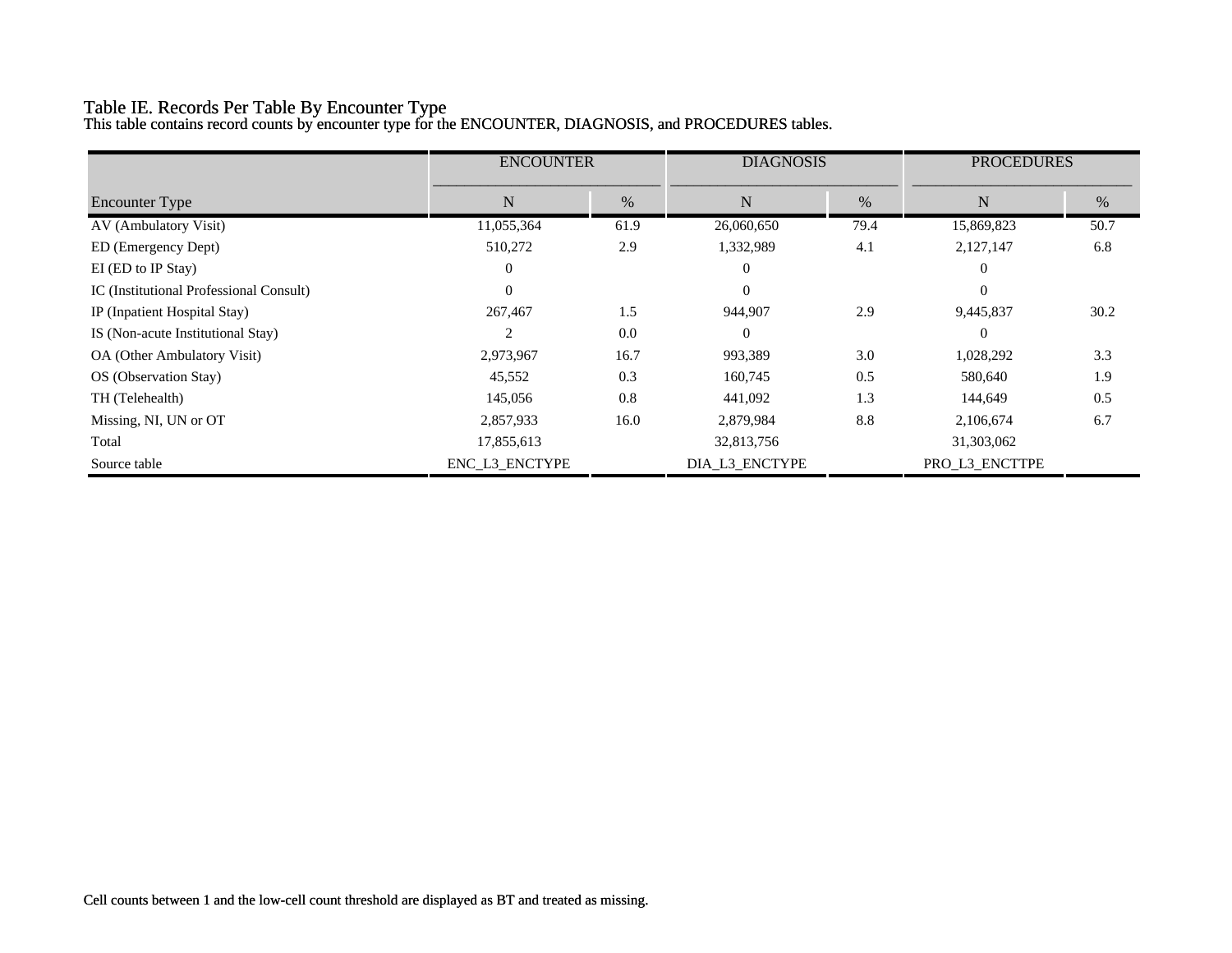## Table IE. Records Per Table By Encounter Type

This table contains record counts by encounter type for the ENCOUNTER, DIAGNOSIS, and PROCEDURES tables.

| | ENCOUNTER | | DIAGNOSIS | | PROCEDURES | |
|---|---|---|---|---|---|---|
| Encounter Type | N | % | N | % | N | % |
| AV (Ambulatory Visit) | 11,055,364 | 61.9 | 26,060,650 | 79.4 | 15,869,823 | 50.7 |
| ED (Emergency Dept) | 510,272 | 2.9 | 1,332,989 | 4.1 | 2,127,147 | 6.8 |
| EI (ED to IP Stay) | 0 | | 0 | | 0 | |
| IC (Institutional Professional Consult) | 0 | | 0 | | 0 | |
| IP (Inpatient Hospital Stay) | 267,467 | 1.5 | 944,907 | 2.9 | 9,445,837 | 30.2 |
| IS (Non-acute Institutional Stay) | 2 | 0.0 | 0 | | 0 | |
| OA (Other Ambulatory Visit) | 2,973,967 | 16.7 | 993,389 | 3.0 | 1,028,292 | 3.3 |
| OS (Observation Stay) | 45,552 | 0.3 | 160,745 | 0.5 | 580,640 | 1.9 |
| TH (Telehealth) | 145,056 | 0.8 | 441,092 | 1.3 | 144,649 | 0.5 |
| Missing, NI, UN or OT | 2,857,933 | 16.0 | 2,879,984 | 8.8 | 2,106,674 | 6.7 |
| Total | 17,855,613 | | 32,813,756 | | 31,303,062 | |
| Source table | ENC_L3_ENCTYPE | | DIA_L3_ENCTYPE | | PRO_L3_ENCTTPE | |

Cell counts between 1 and the low-cell count threshold are displayed as BT and treated as missing.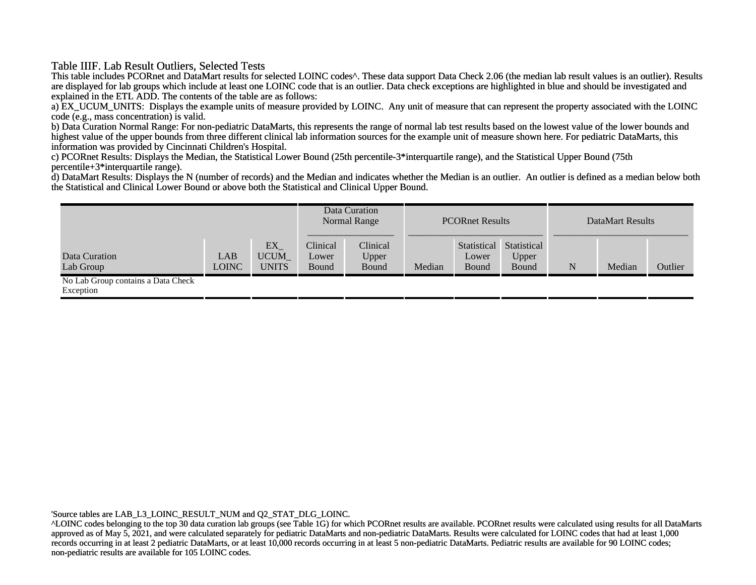## Table IIIF. Lab Result Outliers, Selected Tests

This table includes PCORnet and DataMart results for selected LOINC codes^. These data support Data Check 2.06 (the median lab result values is an outlier). Results are displayed for lab groups which include at least one LOINC code that is an outlier. Data check exceptions are highlighted in blue and should be investigated and explained in the ETL ADD. The contents of the table are as follows:

a) EX_UCUM_UNITS: Displays the example units of measure provided by LOINC. Any unit of measure that can represent the property associated with the LOINC code (e.g., mass concentration) is valid.

b) Data Curation Normal Range: For non-pediatric DataMarts, this represents the range of normal lab test results based on the lowest value of the lower bounds and highest value of the upper bounds from three different clinical lab information sources for the example unit of measure shown here. For pediatric DataMarts, this information was provided by Cincinnati Children's Hospital.

c) PCORnet Results: Displays the Median, the Statistical Lower Bound (25th percentile-3*interquartile range), and the Statistical Upper Bound (75th percentile+3*interquartile range).

d) DataMart Results: Displays the N (number of records) and the Median and indicates whether the Median is an outlier. An outlier is defined as a median below both the Statistical and Clinical Lower Bound or above both the Statistical and Clinical Upper Bound.

| | | | Data Curation Normal Range | | PCORnet Results | | | DataMart Results | | |
|---|---|---|---|---|---|---|---|---|---|---|
| Data Curation Lab Group | LAB LOINC | EX_ UCUM_ UNITS | Clinical Lower Bound | Clinical Upper Bound | Median | Statistical Lower Bound | Statistical Upper Bound | N | Median | Outlier |
| No Lab Group contains a Data Check Exception | | | | | | | | | | |

'Source tables are LAB_L3_LOINC_RESULT_NUM and Q2_STAT_DLG_LOINC.

^LOINC codes belonging to the top 30 data curation lab groups (see Table 1G) for which PCORnet results are available. PCORnet results were calculated using results for all DataMarts approved as of May 5, 2021, and were calculated separately for pediatric DataMarts and non-pediatric DataMarts. Results were calculated for LOINC codes that had at least 1,000 records occurring in at least 2 pediatric DataMarts, or at least 10,000 records occurring in at least 5 non-pediatric DataMarts. Pediatric results are available for 90 LOINC codes; non-pediatric results are available for 105 LOINC codes.